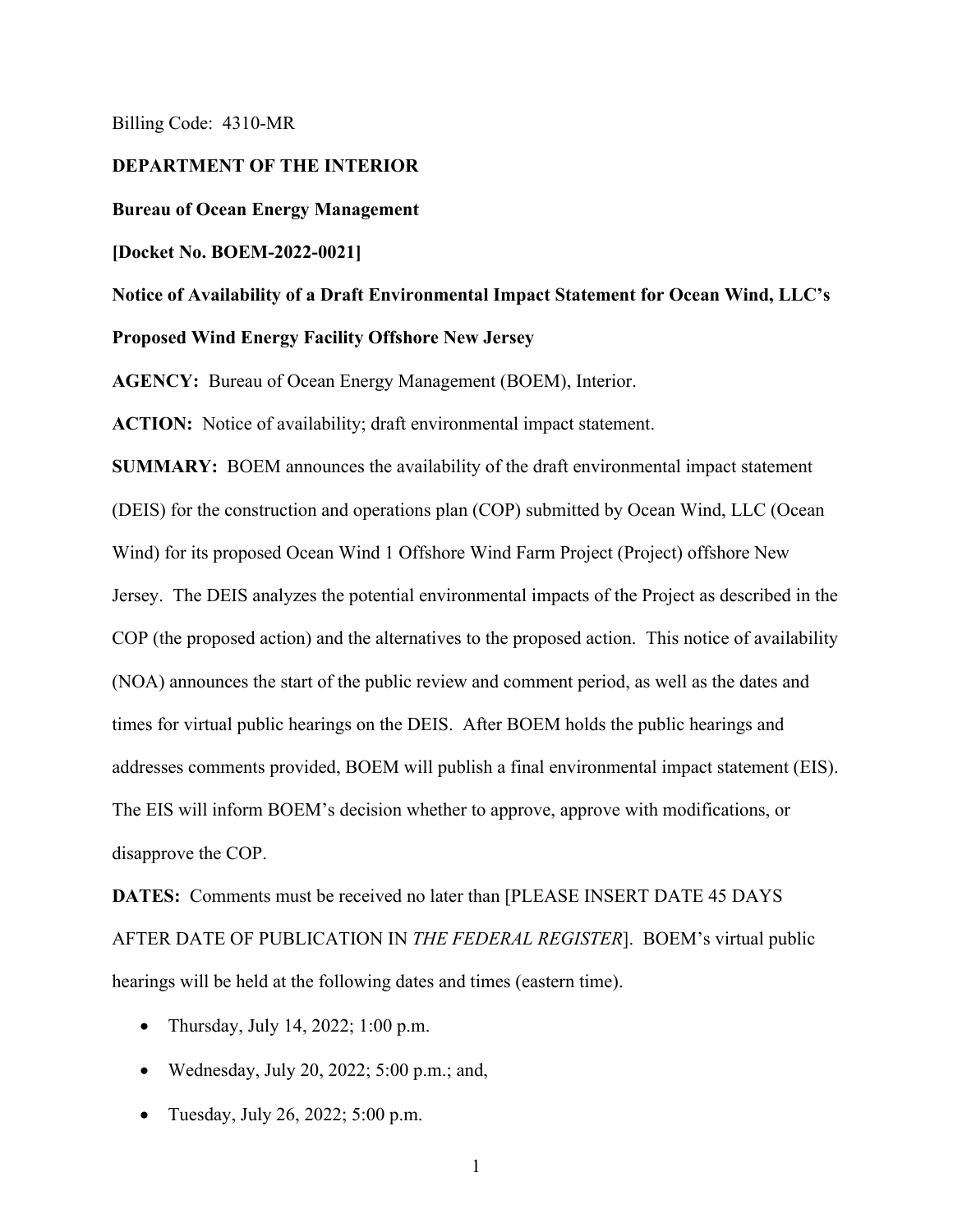Billing Code: 4310-MR

**DEPARTMENT OF THE INTERIOR**

**Bureau of Ocean Energy Management**

**[Docket No. BOEM-2022-0021]**

**Notice of Availability of a Draft Environmental Impact Statement for Ocean Wind, LLC's Proposed Wind Energy Facility Offshore New Jersey**

**AGENCY:** Bureau of Ocean Energy Management (BOEM), Interior.

**ACTION:** Notice of availability; draft environmental impact statement.

**SUMMARY:** BOEM announces the availability of the draft environmental impact statement (DEIS) for the construction and operations plan (COP) submitted by Ocean Wind, LLC (Ocean Wind) for its proposed Ocean Wind 1 Offshore Wind Farm Project (Project) offshore New Jersey. The DEIS analyzes the potential environmental impacts of the Project as described in the COP (the proposed action) and the alternatives to the proposed action. This notice of availability (NOA) announces the start of the public review and comment period, as well as the dates and times for virtual public hearings on the DEIS. After BOEM holds the public hearings and addresses comments provided, BOEM will publish a final environmental impact statement (EIS). The EIS will inform BOEM's decision whether to approve, approve with modifications, or disapprove the COP.

**DATES:** Comments must be received no later than [PLEASE INSERT DATE 45 DAYS AFTER DATE OF PUBLICATION IN *THE FEDERAL REGISTER*]. BOEM's virtual public hearings will be held at the following dates and times (eastern time).

- Thursday, July 14, 2022; 1:00 p.m.
- Wednesday, July 20, 2022; 5:00 p.m.; and,
- Tuesday, July 26, 2022; 5:00 p.m.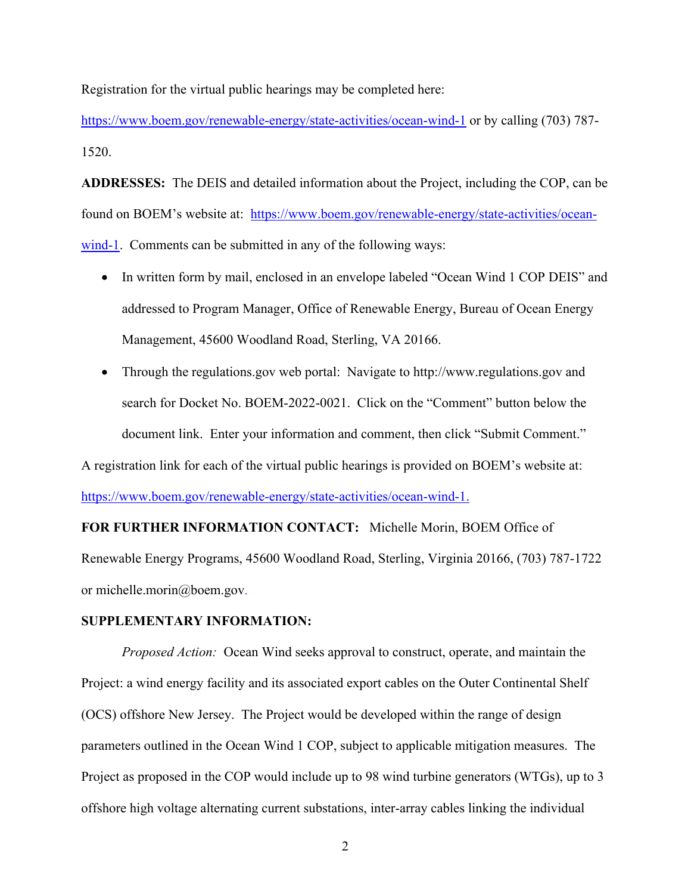Registration for the virtual public hearings may be completed here: https://www.boem.gov/renewable-energy/state-activities/ocean-wind-1 or by calling (703) 787-1520.

**ADDRESSES:** The DEIS and detailed information about the Project, including the COP, can be found on BOEM's website at: https://www.boem.gov/renewable-energy/state-activities/ocean-wind-1. Comments can be submitted in any of the following ways:

- In written form by mail, enclosed in an envelope labeled "Ocean Wind 1 COP DEIS" and addressed to Program Manager, Office of Renewable Energy, Bureau of Ocean Energy Management, 45600 Woodland Road, Sterling, VA 20166.
- Through the regulations.gov web portal: Navigate to http://www.regulations.gov and search for Docket No. BOEM-2022-0021. Click on the "Comment" button below the document link. Enter your information and comment, then click "Submit Comment."

A registration link for each of the virtual public hearings is provided on BOEM's website at: https://www.boem.gov/renewable-energy/state-activities/ocean-wind-1.

**FOR FURTHER INFORMATION CONTACT:** Michelle Morin, BOEM Office of Renewable Energy Programs, 45600 Woodland Road, Sterling, Virginia 20166, (703) 787-1722 or michelle.morin@boem.gov.

**SUPPLEMENTARY INFORMATION:**

*Proposed Action:* Ocean Wind seeks approval to construct, operate, and maintain the Project: a wind energy facility and its associated export cables on the Outer Continental Shelf (OCS) offshore New Jersey. The Project would be developed within the range of design parameters outlined in the Ocean Wind 1 COP, subject to applicable mitigation measures. The Project as proposed in the COP would include up to 98 wind turbine generators (WTGs), up to 3 offshore high voltage alternating current substations, inter-array cables linking the individual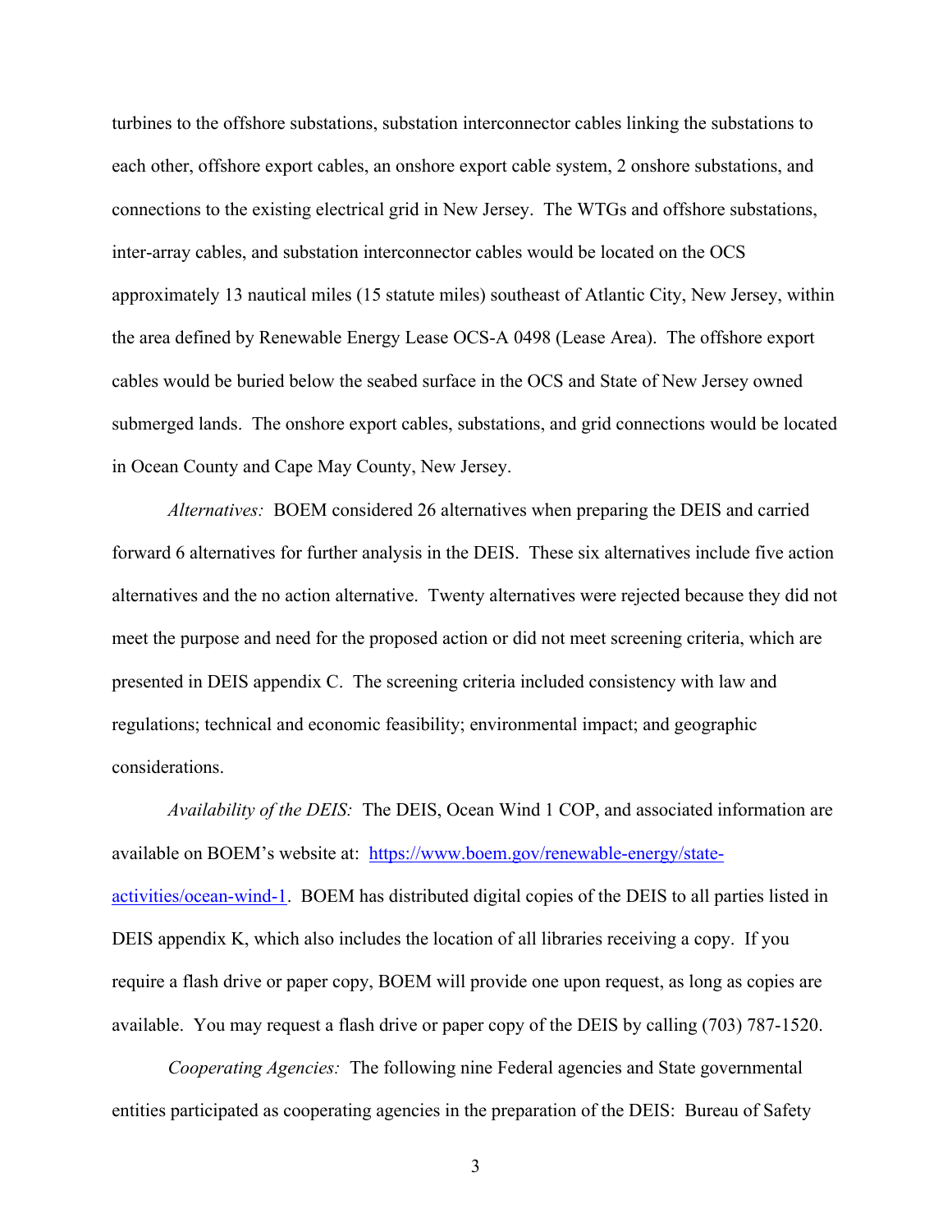turbines to the offshore substations, substation interconnector cables linking the substations to each other, offshore export cables, an onshore export cable system, 2 onshore substations, and connections to the existing electrical grid in New Jersey. The WTGs and offshore substations, inter-array cables, and substation interconnector cables would be located on the OCS approximately 13 nautical miles (15 statute miles) southeast of Atlantic City, New Jersey, within the area defined by Renewable Energy Lease OCS-A 0498 (Lease Area). The offshore export cables would be buried below the seabed surface in the OCS and State of New Jersey owned submerged lands. The onshore export cables, substations, and grid connections would be located in Ocean County and Cape May County, New Jersey.

*Alternatives:* BOEM considered 26 alternatives when preparing the DEIS and carried forward 6 alternatives for further analysis in the DEIS. These six alternatives include five action alternatives and the no action alternative. Twenty alternatives were rejected because they did not meet the purpose and need for the proposed action or did not meet screening criteria, which are presented in DEIS appendix C. The screening criteria included consistency with law and regulations; technical and economic feasibility; environmental impact; and geographic considerations.

*Availability of the DEIS:* The DEIS, Ocean Wind 1 COP, and associated information are available on BOEM's website at: [https://www.boem.gov/renewable-energy/state-activities/ocean-wind-1](https://www.boem.gov/renewable-energy/state-activities/ocean-wind-1). BOEM has distributed digital copies of the DEIS to all parties listed in DEIS appendix K, which also includes the location of all libraries receiving a copy. If you require a flash drive or paper copy, BOEM will provide one upon request, as long as copies are available. You may request a flash drive or paper copy of the DEIS by calling (703) 787-1520.

*Cooperating Agencies:* The following nine Federal agencies and State governmental entities participated as cooperating agencies in the preparation of the DEIS: Bureau of Safety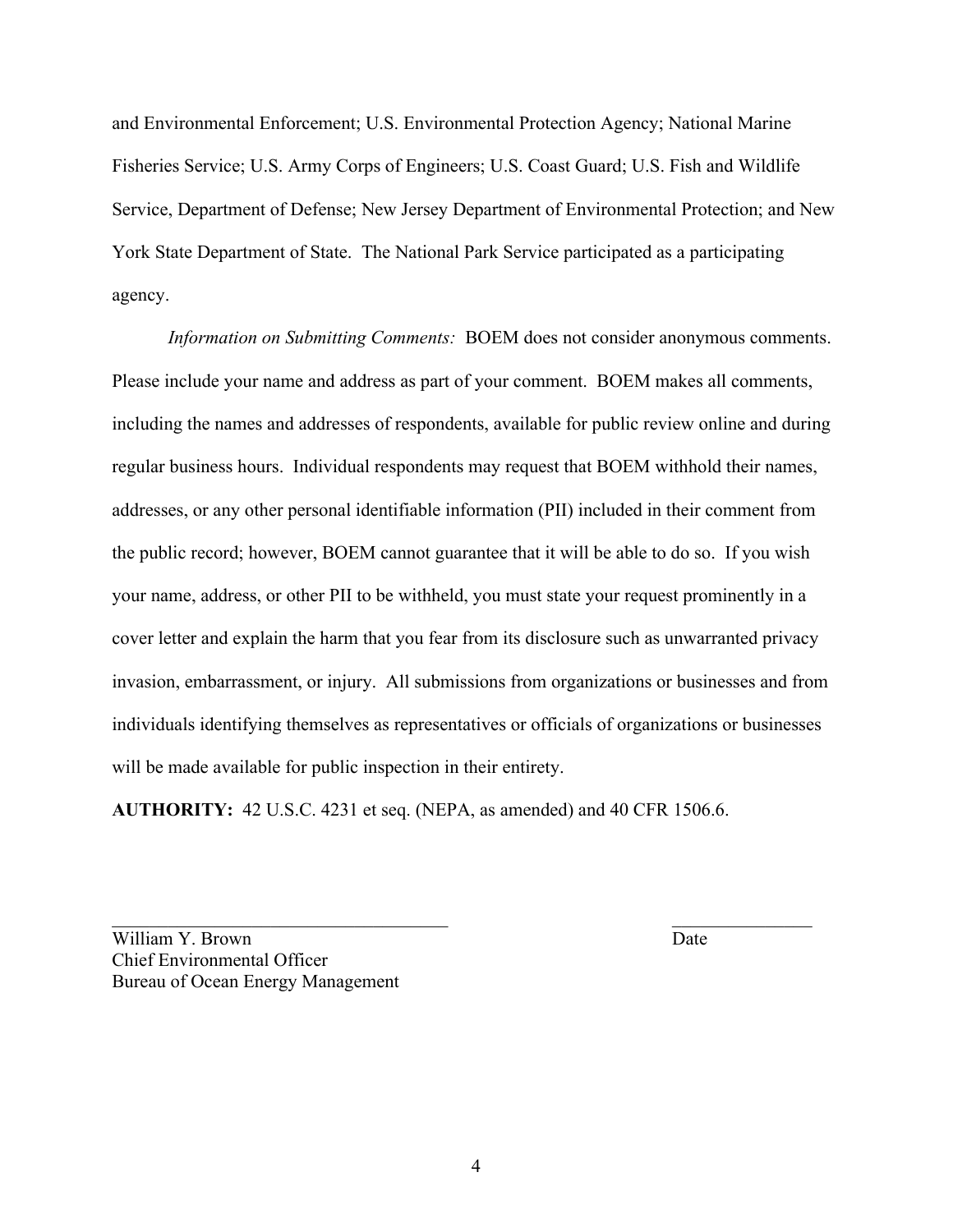and Environmental Enforcement; U.S. Environmental Protection Agency; National Marine Fisheries Service; U.S. Army Corps of Engineers; U.S. Coast Guard; U.S. Fish and Wildlife Service, Department of Defense; New Jersey Department of Environmental Protection; and New York State Department of State. The National Park Service participated as a participating agency.

*Information on Submitting Comments:* BOEM does not consider anonymous comments. Please include your name and address as part of your comment. BOEM makes all comments, including the names and addresses of respondents, available for public review online and during regular business hours. Individual respondents may request that BOEM withhold their names, addresses, or any other personal identifiable information (PII) included in their comment from the public record; however, BOEM cannot guarantee that it will be able to do so. If you wish your name, address, or other PII to be withheld, you must state your request prominently in a cover letter and explain the harm that you fear from its disclosure such as unwarranted privacy invasion, embarrassment, or injury. All submissions from organizations or businesses and from individuals identifying themselves as representatives or officials of organizations or businesses will be made available for public inspection in their entirety.

**AUTHORITY:** 42 U.S.C. 4231 et seq. (NEPA, as amended) and 40 CFR 1506.6.

\_\_\_\_\_\_\_\_\_\_\_\_\_\_\_\_\_\_\_\_\_\_\_\_\_\_\_\_\_\_\_\_\_\_\_\_ \_\_\_\_\_\_\_\_\_\_\_\_\_\_\_

William Y. Brown Date
Chief Environmental Officer
Bureau of Ocean Energy Management